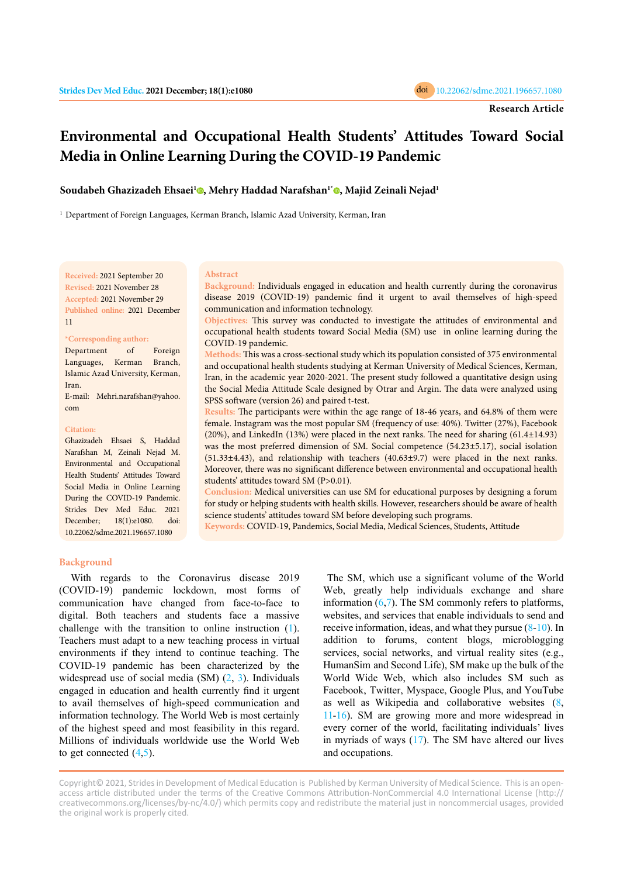Research Article

# Environmental and Occupational Health Students' Attitudes Toward Social Media in Online Learning During the COVID-19 Pandemic

**Soudabeh Ghazizadeh Ehsaei[1], Mehry Haddad Narafshan[1*], Majid Zeinali Nejad[1]**

[1] Department of Foreign Languages, Kerman Branch, Islamic Azad University, Kerman, Iran

**Received:** 2021 September 20
**Revised:** 2021 November 28
**Accepted:** 2021 November 29
**Published online:** 2021 December 11

**\*Corresponding author:**
Department of Foreign Languages, Kerman Branch, Islamic Azad University, Kerman, Iran.
E-mail: Mehri.narafshan@yahoo.com

**Citation:**
Ghazizadeh Ehsaei S, Haddad Narafshan M, Zeinali Nejad M. Environmental and Occupational Health Students' Attitudes Toward Social Media in Online Learning During the COVID-19 Pandemic. Strides Dev Med Educ. 2021 December; 18(1):e1080. doi: 10.22062/sdme.2021.196657.1080

## Abstract

**Background:** Individuals engaged in education and health currently during the coronavirus disease 2019 (COVID-19) pandemic find it urgent to avail themselves of high-speed communication and information technology.

**Objectives:** This survey was conducted to investigate the attitudes of environmental and occupational health students toward Social Media (SM) use in online learning during the COVID-19 pandemic.

**Methods:** This was a cross-sectional study which its population consisted of 375 environmental and occupational health students studying at Kerman University of Medical Sciences, Kerman, Iran, in the academic year 2020-2021. The present study followed a quantitative design using the Social Media Attitude Scale designed by Otrar and Argin. The data were analyzed using SPSS software (version 26) and paired t-test.

**Results:** The participants were within the age range of 18-46 years, and 64.8% of them were female. Instagram was the most popular SM (frequency of use: 40%). Twitter (27%), Facebook (20%), and LinkedIn (13%) were placed in the next ranks. The need for sharing (61.4±14.93) was the most preferred dimension of SM. Social competence (54.23±5.17), social isolation (51.33±4.43), and relationship with teachers (40.63±9.7) were placed in the next ranks. Moreover, there was no significant difference between environmental and occupational health students' attitudes toward SM ($P>0.01$).

**Conclusion:** Medical universities can use SM for educational purposes by designing a forum for study or helping students with health skills. However, researchers should be aware of health science students' attitudes toward SM before developing such programs.

**Keywords:** COVID-19, Pandemics, Social Media, Medical Sciences, Students, Attitude

## Background

With regards to the Coronavirus disease 2019 (COVID-19) pandemic lockdown, most forms of communication have changed from face-to-face to digital. Both teachers and students face a massive challenge with the transition to online instruction (1). Teachers must adapt to a new teaching process in virtual environments if they intend to continue teaching. The COVID-19 pandemic has been characterized by the widespread use of social media (SM) (2, 3). Individuals engaged in education and health currently find it urgent to avail themselves of high-speed communication and information technology. The World Web is most certainly of the highest speed and most feasibility in this regard. Millions of individuals worldwide use the World Web to get connected (4,5).

The SM, which use a significant volume of the World Web, greatly help individuals exchange and share information (6,7). The SM commonly refers to platforms, websites, and services that enable individuals to send and receive information, ideas, and what they pursue (8-10). In addition to forums, content blogs, microblogging services, social networks, and virtual reality sites (e.g., HumanSim and Second Life), SM make up the bulk of the World Wide Web, which also includes SM such as Facebook, Twitter, Myspace, Google Plus, and YouTube as well as Wikipedia and collaborative websites (8, 11-16). SM are growing more and more widespread in every corner of the world, facilitating individuals' lives in myriads of ways (17). The SM have altered our lives and occupations.

Copyright© 2021, Strides in Development of Medical Education is Published by Kerman University of Medical Science. This is an open-access article distributed under the terms of the Creative Commons Attribution-NonCommercial 4.0 International License (http://creativecommons.org/licenses/by-nc/4.0/) which permits copy and redistribute the material just in noncommercial usages, provided the original work is properly cited.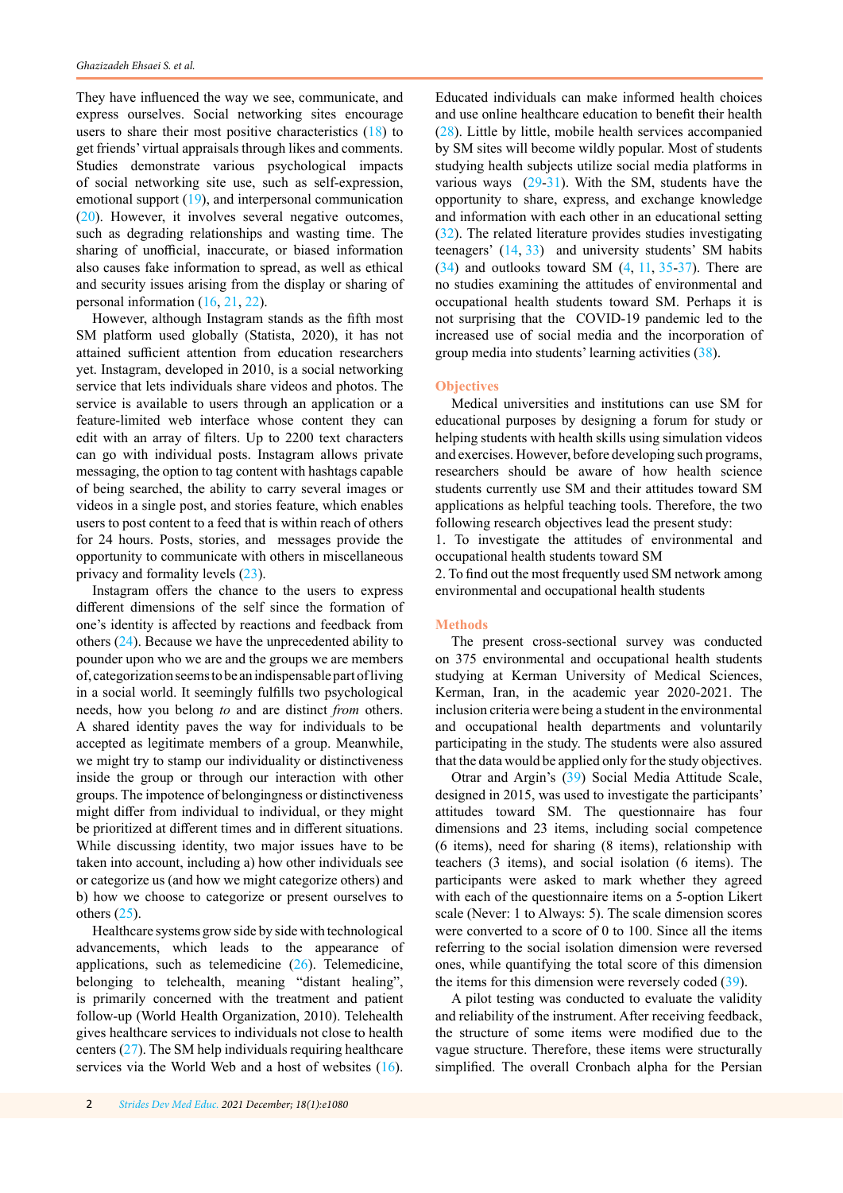They have influenced the way we see, communicate, and express ourselves. Social networking sites encourage users to share their most positive characteristics (18) to get friends' virtual appraisals through likes and comments. Studies demonstrate various psychological impacts of social networking site use, such as self-expression, emotional support (19), and interpersonal communication (20). However, it involves several negative outcomes, such as degrading relationships and wasting time. The sharing of unofficial, inaccurate, or biased information also causes fake information to spread, as well as ethical and security issues arising from the display or sharing of personal information (16, 21, 22).

However, although Instagram stands as the fifth most SM platform used globally (Statista, 2020), it has not attained sufficient attention from education researchers yet. Instagram, developed in 2010, is a social networking service that lets individuals share videos and photos. The service is available to users through an application or a feature-limited web interface whose content they can edit with an array of filters. Up to 2200 text characters can go with individual posts. Instagram allows private messaging, the option to tag content with hashtags capable of being searched, the ability to carry several images or videos in a single post, and stories feature, which enables users to post content to a feed that is within reach of others for 24 hours. Posts, stories, and messages provide the opportunity to communicate with others in miscellaneous privacy and formality levels (23).

Instagram offers the chance to the users to express different dimensions of the self since the formation of one's identity is affected by reactions and feedback from others (24). Because we have the unprecedented ability to pounder upon who we are and the groups we are members of, categorization seems to be an indispensable part of living in a social world. It seemingly fulfills two psychological needs, how you belong *to* and are distinct *from* others. A shared identity paves the way for individuals to be accepted as legitimate members of a group. Meanwhile, we might try to stamp our individuality or distinctiveness inside the group or through our interaction with other groups. The impotence of belongingness or distinctiveness might differ from individual to individual, or they might be prioritized at different times and in different situations. While discussing identity, two major issues have to be taken into account, including a) how other individuals see or categorize us (and how we might categorize others) and b) how we choose to categorize or present ourselves to others (25).

Healthcare systems grow side by side with technological advancements, which leads to the appearance of applications, such as telemedicine (26). Telemedicine, belonging to telehealth, meaning "distant healing", is primarily concerned with the treatment and patient follow-up (World Health Organization, 2010). Telehealth gives healthcare services to individuals not close to health centers (27). The SM help individuals requiring healthcare services via the World Web and a host of websites (16). Educated individuals can make informed health choices and use online healthcare education to benefit their health (28). Little by little, mobile health services accompanied by SM sites will become wildly popular. Most of students studying health subjects utilize social media platforms in various ways (29-31). With the SM, students have the opportunity to share, express, and exchange knowledge and information with each other in an educational setting (32). The related literature provides studies investigating teenagers' (14, 33) and university students' SM habits (34) and outlooks toward SM (4, 11, 35-37). There are no studies examining the attitudes of environmental and occupational health students toward SM. Perhaps it is not surprising that the COVID-19 pandemic led to the increased use of social media and the incorporation of group media into students' learning activities (38).

## Objectives

Medical universities and institutions can use SM for educational purposes by designing a forum for study or helping students with health skills using simulation videos and exercises. However, before developing such programs, researchers should be aware of how health science students currently use SM and their attitudes toward SM applications as helpful teaching tools. Therefore, the two following research objectives lead the present study:

1. To investigate the attitudes of environmental and occupational health students toward SM
2. To find out the most frequently used SM network among environmental and occupational health students

## Methods

The present cross-sectional survey was conducted on 375 environmental and occupational health students studying at Kerman University of Medical Sciences, Kerman, Iran, in the academic year 2020-2021. The inclusion criteria were being a student in the environmental and occupational health departments and voluntarily participating in the study. The students were also assured that the data would be applied only for the study objectives.

Otrar and Argin's (39) Social Media Attitude Scale, designed in 2015, was used to investigate the participants' attitudes toward SM. The questionnaire has four dimensions and 23 items, including social competence (6 items), need for sharing (8 items), relationship with teachers (3 items), and social isolation (6 items). The participants were asked to mark whether they agreed with each of the questionnaire items on a 5-option Likert scale (Never: 1 to Always: 5). The scale dimension scores were converted to a score of 0 to 100. Since all the items referring to the social isolation dimension were reversed ones, while quantifying the total score of this dimension the items for this dimension were reversely coded (39).

A pilot testing was conducted to evaluate the validity and reliability of the instrument. After receiving feedback, the structure of some items were modified due to the vague structure. Therefore, these items were structurally simplified. The overall Cronbach alpha for the Persian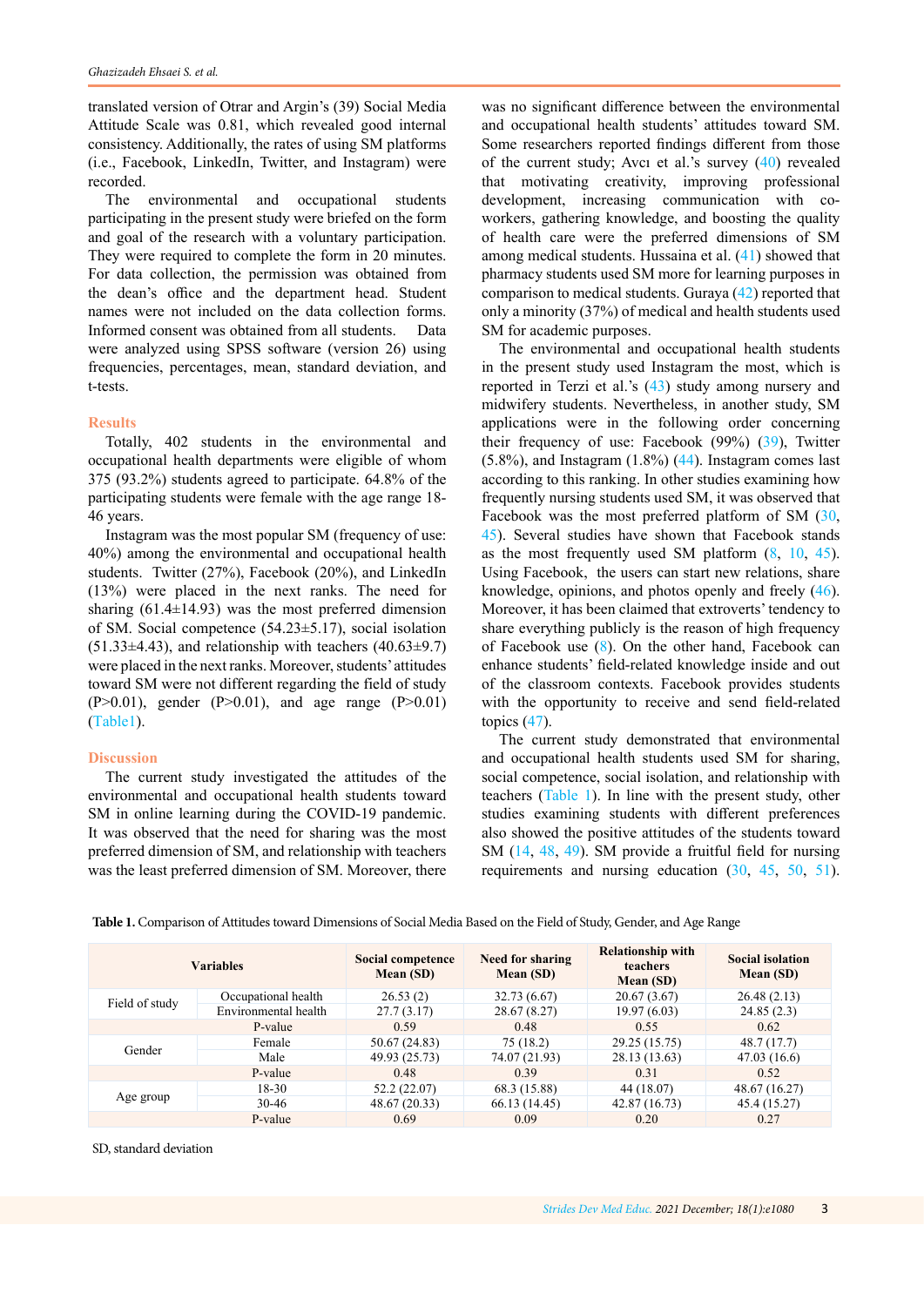translated version of Otrar and Argin's (39) Social Media Attitude Scale was 0.81, which revealed good internal consistency. Additionally, the rates of using SM platforms (i.e., Facebook, LinkedIn, Twitter, and Instagram) were recorded.

The environmental and occupational students participating in the present study were briefed on the form and goal of the research with a voluntary participation. They were required to complete the form in 20 minutes. For data collection, the permission was obtained from the dean's office and the department head. Student names were not included on the data collection forms. Informed consent was obtained from all students. Data were analyzed using SPSS software (version 26) using frequencies, percentages, mean, standard deviation, and t-tests.

## Results

Totally, 402 students in the environmental and occupational health departments were eligible of whom 375 (93.2%) students agreed to participate. 64.8% of the participating students were female with the age range 18-46 years.

Instagram was the most popular SM (frequency of use: 40%) among the environmental and occupational health students. Twitter (27%), Facebook (20%), and LinkedIn (13%) were placed in the next ranks. The need for sharing (61.4±14.93) was the most preferred dimension of SM. Social competence (54.23±5.17), social isolation (51.33±4.43), and relationship with teachers (40.63±9.7) were placed in the next ranks. Moreover, students' attitudes toward SM were not different regarding the field of study (P>0.01), gender (P>0.01), and age range (P>0.01) (Table1).

## Discussion

The current study investigated the attitudes of the environmental and occupational health students toward SM in online learning during the COVID-19 pandemic. It was observed that the need for sharing was the most preferred dimension of SM, and relationship with teachers was the least preferred dimension of SM. Moreover, there was no significant difference between the environmental and occupational health students' attitudes toward SM. Some researchers reported findings different from those of the current study; Avcı et al.'s survey (40) revealed that motivating creativity, improving professional development, increasing communication with co-workers, gathering knowledge, and boosting the quality of health care were the preferred dimensions of SM among medical students. Hussaina et al. (41) showed that pharmacy students used SM more for learning purposes in comparison to medical students. Guraya (42) reported that only a minority (37%) of medical and health students used SM for academic purposes.

The environmental and occupational health students in the present study used Instagram the most, which is reported in Terzi et al.'s (43) study among nursery and midwifery students. Nevertheless, in another study, SM applications were in the following order concerning their frequency of use: Facebook (99%) (39), Twitter (5.8%), and Instagram (1.8%) (44). Instagram comes last according to this ranking. In other studies examining how frequently nursing students used SM, it was observed that Facebook was the most preferred platform of SM (30, 45). Several studies have shown that Facebook stands as the most frequently used SM platform (8, 10, 45). Using Facebook, the users can start new relations, share knowledge, opinions, and photos openly and freely (46). Moreover, it has been claimed that extroverts' tendency to share everything publicly is the reason of high frequency of Facebook use (8). On the other hand, Facebook can enhance students' field-related knowledge inside and out of the classroom contexts. Facebook provides students with the opportunity to receive and send field-related topics (47).

The current study demonstrated that environmental and occupational health students used SM for sharing, social competence, social isolation, and relationship with teachers (Table 1). In line with the present study, other studies examining students with different preferences also showed the positive attitudes of the students toward SM (14, 48, 49). SM provide a fruitful field for nursing requirements and nursing education (30, 45, 50, 51).

**Table 1.** Comparison of Attitudes toward Dimensions of Social Media Based on the Field of Study, Gender, and Age Range

| Variables | | Social competence Mean (SD) | Need for sharing Mean (SD) | Relationship with teachers Mean (SD) | Social isolation Mean (SD) |
|---|---|---|---|---|---|
| Field of study | Occupational health | 26.53 (2) | 32.73 (6.67) | 20.67 (3.67) | 26.48 (2.13) |
| | Environmental health | 27.7 (3.17) | 28.67 (8.27) | 19.97 (6.03) | 24.85 (2.3) |
| | P-value | 0.59 | 0.48 | 0.55 | 0.62 |
| Gender | Female | 50.67 (24.83) | 75 (18.2) | 29.25 (15.75) | 48.7 (17.7) |
| | Male | 49.93 (25.73) | 74.07 (21.93) | 28.13 (13.63) | 47.03 (16.6) |
| | P-value | 0.48 | 0.39 | 0.31 | 0.52 |
| Age group | 18-30 | 52.2 (22.07) | 68.3 (15.88) | 44 (18.07) | 48.67 (16.27) |
| | 30-46 | 48.67 (20.33) | 66.13 (14.45) | 42.87 (16.73) | 45.4 (15.27) |
| | P-value | 0.69 | 0.09 | 0.20 | 0.27 |

SD, standard deviation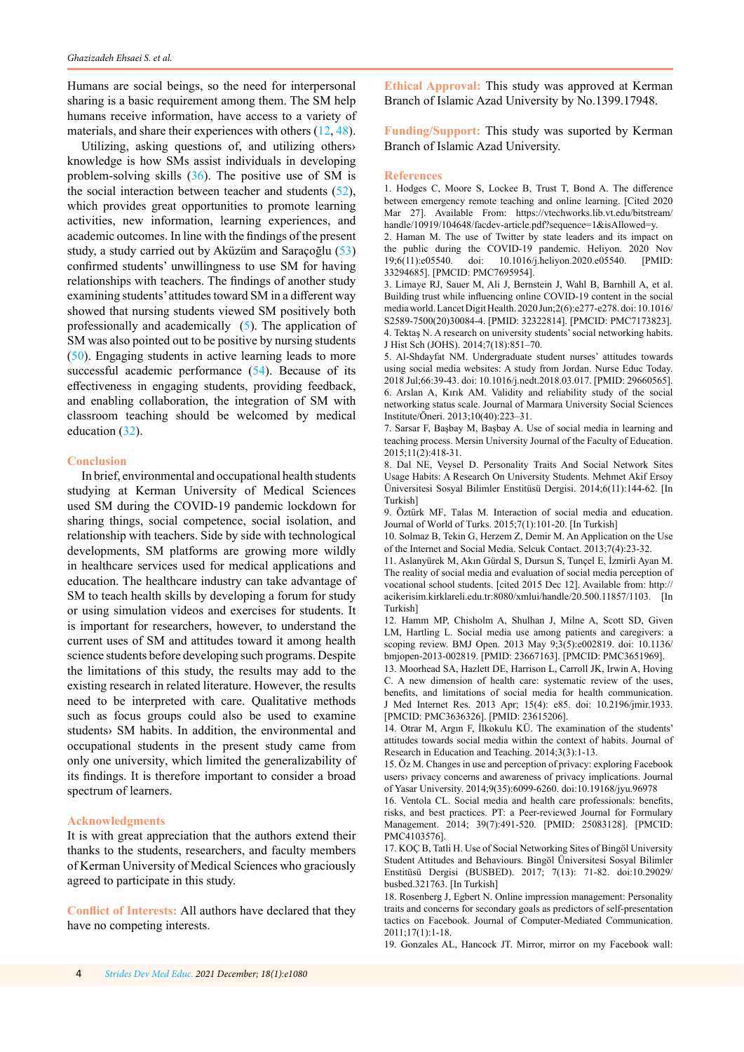Humans are social beings, so the need for interpersonal sharing is a basic requirement among them. The SM help humans receive information, have access to a variety of materials, and share their experiences with others (12, 48).

Utilizing, asking questions of, and utilizing others› knowledge is how SMs assist individuals in developing problem-solving skills (36). The positive use of SM is the social interaction between teacher and students (52), which provides great opportunities to promote learning activities, new information, learning experiences, and academic outcomes. In line with the findings of the present study, a study carried out by Aküzüm and Saraçoğlu (53) confirmed students' unwillingness to use SM for having relationships with teachers. The findings of another study examining students' attitudes toward SM in a different way showed that nursing students viewed SM positively both professionally and academically (5). The application of SM was also pointed out to be positive by nursing students (50). Engaging students in active learning leads to more successful academic performance (54). Because of its effectiveness in engaging students, providing feedback, and enabling collaboration, the integration of SM with classroom teaching should be welcomed by medical education (32).

## Conclusion

In brief, environmental and occupational health students studying at Kerman University of Medical Sciences used SM during the COVID-19 pandemic lockdown for sharing things, social competence, social isolation, and relationship with teachers. Side by side with technological developments, SM platforms are growing more wildly in healthcare services used for medical applications and education. The healthcare industry can take advantage of SM to teach health skills by developing a forum for study or using simulation videos and exercises for students. It is important for researchers, however, to understand the current uses of SM and attitudes toward it among health science students before developing such programs. Despite the limitations of this study, the results may add to the existing research in related literature. However, the results need to be interpreted with care. Qualitative methods such as focus groups could also be used to examine students› SM habits. In addition, the environmental and occupational students in the present study came from only one university, which limited the generalizability of its findings. It is therefore important to consider a broad spectrum of learners.

## Acknowledgments

It is with great appreciation that the authors extend their thanks to the students, researchers, and faculty members of Kerman University of Medical Sciences who graciously agreed to participate in this study.

**Conflict of Interests:** All authors have declared that they have no competing interests.

**Ethical Approval:** This study was approved at Kerman Branch of Islamic Azad University by No.1399.17948.

**Funding/Support:** This study was suported by Kerman Branch of Islamic Azad University.

## References

1. Hodges C, Moore S, Lockee B, Trust T, Bond A. The difference between emergency remote teaching and online learning. [Cited 2020 Mar 27]. Available From: https://vtechworks.lib.vt.edu/bitstream/handle/10919/104648/facdev-article.pdf?sequence=1&isAllowed=y.
2. Haman M. The use of Twitter by state leaders and its impact on the public during the COVID-19 pandemic. Heliyon. 2020 Nov 19;6(11):e05540. doi: 10.1016/j.heliyon.2020.e05540. [PMID: 33294685]. [PMCID: PMC7695954].
3. Limaye RJ, Sauer M, Ali J, Bernstein J, Wahl B, Barnhill A, et al. Building trust while influencing online COVID-19 content in the social media world. Lancet Digit Health. 2020 Jun;2(6):e277-e278. doi: 10.1016/S2589-7500(20)30084-4. [PMID: 32322814]. [PMCID: PMC7173823].
4. Tektaş N. A research on university students' social networking habits. J Hist Sch (JOHS). 2014;7(18):851–70.
5. Al-Shdayfat NM. Undergraduate student nurses' attitudes towards using social media websites: A study from Jordan. Nurse Educ Today. 2018 Jul;66:39-43. doi: 10.1016/j.nedt.2018.03.017. [PMID: 29660565].
6. Arslan A, Kırık AM. Validity and reliability study of the social networking status scale. Journal of Marmara University Social Sciences Institute/Öneri. 2013;10(40):223–31.
7. Sarsar F, Başbay M, Başbay A. Use of social media in learning and teaching process. Mersin University Journal of the Faculty of Education. 2015;11(2):418-31.
8. Dal NE, Veysel D. Personality Traits And Social Network Sites Usage Habits: A Research On University Students. Mehmet Akif Ersoy Üniversitesi Sosyal Bilimler Enstitüsü Dergisi. 2014;6(11):144-62. [In Turkish]
9. Öztürk MF, Talas M. Interaction of social media and education. Journal of World of Turks. 2015;7(1):101-20. [In Turkish]
10. Solmaz B, Tekin G, Herzem Z, Demir M. An Application on the Use of the Internet and Social Media. Selcuk Contact. 2013;7(4):23-32.
11. Aslanyürek M, Akın Gürdal S, Dursun S, Tunçel E, İzmirli Ayan M. The reality of social media and evaluation of social media perception of vocational school students. [cited 2015 Dec 12]. Available from: http://acikerisim.kirklareli.edu.tr:8080/xmlui/handle/20.500.11857/1103. [In Turkish]
12. Hamm MP, Chisholm A, Shulhan J, Milne A, Scott SD, Given LM, Hartling L. Social media use among patients and caregivers: a scoping review. BMJ Open. 2013 May 9;3(5):e002819. doi: 10.1136/bmjopen-2013-002819. [PMID: 23667163]. [PMCID: PMC3651969].
13. Moorhead SA, Hazlett DE, Harrison L, Carroll JK, Irwin A, Hoving C. A new dimension of health care: systematic review of the uses, benefits, and limitations of social media for health communication. J Med Internet Res. 2013 Apr; 15(4): e85. doi: 10.2196/jmir.1933. [PMCID: PMC3636326]. [PMID: 23615206].
14. Otrar M, Argın F, İlkokulu KÜ. The examination of the students' attitudes towards social media within the context of habits. Journal of Research in Education and Teaching. 2014;3(3):1-13.
15. Öz M. Changes in use and perception of privacy: exploring Facebook users› privacy concerns and awareness of privacy implications. Journal of Yasar University. 2014;9(35):6099-6260. doi:10.19168/jyu.96978
16. Ventola CL. Social media and health care professionals: benefits, risks, and best practices. PT: a Peer-reviewed Journal for Formulary Management. 2014; 39(7):491-520. [PMID: 25083128]. [PMCID: PMC4103576].
17. KOÇ B, Tatli H. Use of Social Networking Sites of Bingöl University Student Attitudes and Behaviours. Bingöl Üniversitesi Sosyal Bilimler Enstitüsü Dergisi (BUSBED). 2017; 7(13): 71-82. doi:10.29029/busbed.321763. [In Turkish]
18. Rosenberg J, Egbert N. Online impression management: Personality traits and concerns for secondary goals as predictors of self-presentation tactics on Facebook. Journal of Computer-Mediated Communication. 2011;17(1):1-18.
19. Gonzales AL, Hancock JT. Mirror, mirror on my Facebook wall: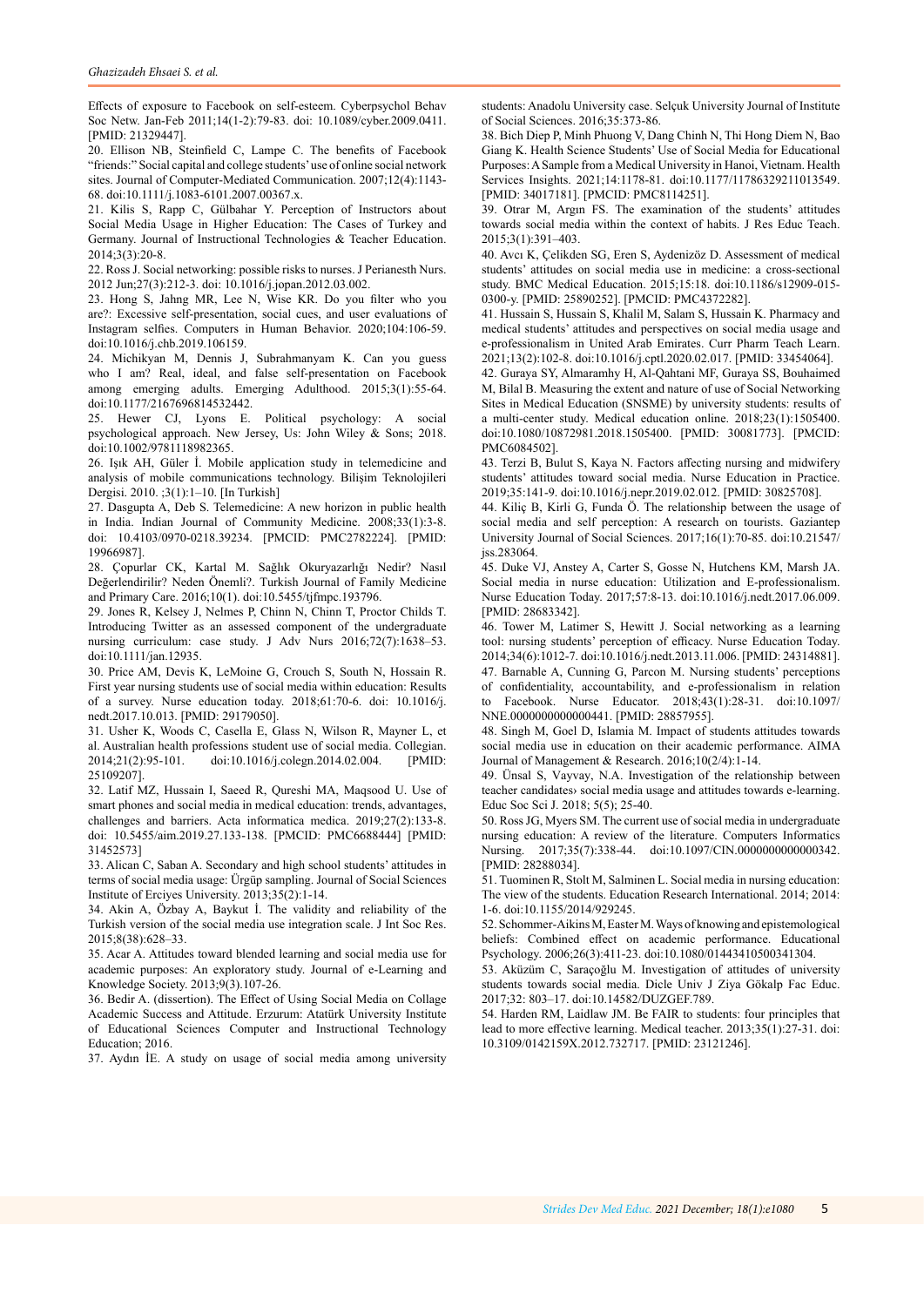Effects of exposure to Facebook on self-esteem. Cyberpsychol Behav Soc Netw. Jan-Feb 2011;14(1-2):79-83. doi: 10.1089/cyber.2009.0411. [PMID: 21329447].

20. Ellison NB, Steinfield C, Lampe C. The benefits of Facebook "friends:" Social capital and college students' use of online social network sites. Journal of Computer-Mediated Communication. 2007;12(4):1143-68. doi:10.1111/j.1083-6101.2007.00367.x.

21. Kilis S, Rapp C, Gülbahar Y. Perception of Instructors about Social Media Usage in Higher Education: The Cases of Turkey and Germany. Journal of Instructional Technologies & Teacher Education. 2014;3(3):20-8.

22. Ross J. Social networking: possible risks to nurses. J Perianesth Nurs. 2012 Jun;27(3):212-3. doi: 10.1016/j.jopan.2012.03.002.

23. Hong S, Jahng MR, Lee N, Wise KR. Do you filter who you are?: Excessive self-presentation, social cues, and user evaluations of Instagram selfies. Computers in Human Behavior. 2020;104:106-59. doi:10.1016/j.chb.2019.106159.

24. Michikyan M, Dennis J, Subrahmanyam K. Can you guess who I am? Real, ideal, and false self-presentation on Facebook among emerging adults. Emerging Adulthood. 2015;3(1):55-64. doi:10.1177/2167696814532442.

25. Hewer CJ, Lyons E. Political psychology: A social psychological approach. New Jersey, Us: John Wiley & Sons; 2018. doi:10.1002/9781118982365.

26. Işık AH, Güler İ. Mobile application study in telemedicine and analysis of mobile communications technology. Bilişim Teknolojileri Dergisi. 2010. ;3(1):1–10. [In Turkish]

27. Dasgupta A, Deb S. Telemedicine: A new horizon in public health in India. Indian Journal of Community Medicine. 2008;33(1):3-8. doi: 10.4103/0970-0218.39234. [PMCID: PMC2782224]. [PMID: 19966987].

28. Çopurlar CK, Kartal M. Sağlık Okuryazarlığı Nedir? Nasıl Değerlendirilir? Neden Önemli?. Turkish Journal of Family Medicine and Primary Care. 2016;10(1). doi:10.5455/tjfmpc.193796.

29. Jones R, Kelsey J, Nelmes P, Chinn N, Chinn T, Proctor Childs T. Introducing Twitter as an assessed component of the undergraduate nursing curriculum: case study. J Adv Nurs 2016;72(7):1638–53. doi:10.1111/jan.12935.

30. Price AM, Devis K, LeMoine G, Crouch S, South N, Hossain R. First year nursing students use of social media within education: Results of a survey. Nurse education today. 2018;61:70-6. doi: 10.1016/j.nedt.2017.10.013. [PMID: 29179050].

31. Usher K, Woods C, Casella E, Glass N, Wilson R, Mayner L, et al. Australian health professions student use of social media. Collegian. 2014;21(2):95-101. doi:10.1016/j.colegn.2014.02.004. [PMID: 25109207].

32. Latif MZ, Hussain I, Saeed R, Qureshi MA, Maqsood U. Use of smart phones and social media in medical education: trends, advantages, challenges and barriers. Acta informatica medica. 2019;27(2):133-8. doi: 10.5455/aim.2019.27.133-138. [PMCID: PMC6688444] [PMID: 31452573]

33. Alican C, Saban A. Secondary and high school students' attitudes in terms of social media usage: Ürgüp sampling. Journal of Social Sciences Institute of Erciyes University. 2013;35(2):1-14.

34. Akin A, Özbay A, Baykut İ. The validity and reliability of the Turkish version of the social media use integration scale. J Int Soc Res. 2015;8(38):628–33.

35. Acar A. Attitudes toward blended learning and social media use for academic purposes: An exploratory study. Journal of e-Learning and Knowledge Society. 2013;9(3).107-26.

36. Bedir A. (dissertion). The Effect of Using Social Media on Collage Academic Success and Attitude. Erzurum: Atatürk University Institute of Educational Sciences Computer and Instructional Technology Education; 2016.

37. Aydın İE. A study on usage of social media among university students: Anadolu University case. Selçuk University Journal of Institute of Social Sciences. 2016;35:373-86.

38. Bich Diep P, Minh Phuong V, Dang Chinh N, Thi Hong Diem N, Bao Giang K. Health Science Students' Use of Social Media for Educational Purposes: A Sample from a Medical University in Hanoi, Vietnam. Health Services Insights. 2021;14:1178-81. doi:10.1177/11786329211013549. [PMID: 34017181]. [PMCID: PMC8114251].

39. Otrar M, Argın FS. The examination of the students' attitudes towards social media within the context of habits. J Res Educ Teach. 2015;3(1):391–403.

40. Avcı K, Çelikden SG, Eren S, Aydenizöz D. Assessment of medical students' attitudes on social media use in medicine: a cross-sectional study. BMC Medical Education. 2015;15:18. doi:10.1186/s12909-015-0300-y. [PMID: 25890252]. [PMCID: PMC4372282].

41. Hussain S, Hussain S, Khalil M, Salam S, Hussain K. Pharmacy and medical students' attitudes and perspectives on social media usage and e-professionalism in United Arab Emirates. Curr Pharm Teach Learn. 2021;13(2):102-8. doi:10.1016/j.cptl.2020.02.017. [PMID: 33454064].

42. Guraya SY, Almaramhy H, Al-Qahtani MF, Guraya SS, Bouhaimed M, Bilal B. Measuring the extent and nature of use of Social Networking Sites in Medical Education (SNSME) by university students: results of a multi-center study. Medical education online. 2018;23(1):1505400. doi:10.1080/10872981.2018.1505400. [PMID: 30081773]. [PMCID: PMC6084502].

43. Terzi B, Bulut S, Kaya N. Factors affecting nursing and midwifery students' attitudes toward social media. Nurse Education in Practice. 2019;35:141-9. doi:10.1016/j.nepr.2019.02.012. [PMID: 30825708].

44. Kiliç B, Kirli G, Funda Ö. The relationship between the usage of social media and self perception: A research on tourists. Gaziantep University Journal of Social Sciences. 2017;16(1):70-85. doi:10.21547/jss.283064.

45. Duke VJ, Anstey A, Carter S, Gosse N, Hutchens KM, Marsh JA. Social media in nurse education: Utilization and E-professionalism. Nurse Education Today. 2017;57:8-13. doi:10.1016/j.nedt.2017.06.009. [PMID: 28683342].

46. Tower M, Latimer S, Hewitt J. Social networking as a learning tool: nursing students' perception of efficacy. Nurse Education Today. 2014;34(6):1012-7. doi:10.1016/j.nedt.2013.11.006. [PMID: 24314881].

47. Barnable A, Cunning G, Parcon M. Nursing students' perceptions of confidentiality, accountability, and e-professionalism in relation to Facebook. Nurse Educator. 2018;43(1):28-31. doi:10.1097/NNE.0000000000000441. [PMID: 28857955].

48. Singh M, Goel D, Islamia M. Impact of students attitudes towards social media use in education on their academic performance. AIMA Journal of Management & Research. 2016;10(2/4):1-14.

49. Ünsal S, Vayvay, N.A. Investigation of the relationship between teacher candidates› social media usage and attitudes towards e-learning. Educ Soc Sci J. 2018; 5(5); 25-40.

50. Ross JG, Myers SM. The current use of social media in undergraduate nursing education: A review of the literature. Computers Informatics Nursing. 2017;35(7):338-44. doi:10.1097/CIN.0000000000000342. [PMID: 28288034].

51. Tuominen R, Stolt M, Salminen L. Social media in nursing education: The view of the students. Education Research International. 2014; 2014: 1-6. doi:10.1155/2014/929245.

52. Schommer-Aikins M, Easter M. Ways of knowing and epistemological beliefs: Combined effect on academic performance. Educational Psychology. 2006;26(3):411-23. doi:10.1080/01443410500341304.

53. Aküzüm C, Saraçoğlu M. Investigation of attitudes of university students towards social media. Dicle Univ J Ziya Gökalp Fac Educ. 2017;32: 803–17. doi:10.14582/DUZGEF.789.

54. Harden RM, Laidlaw JM. Be FAIR to students: four principles that lead to more effective learning. Medical teacher. 2013;35(1):27-31. doi: 10.3109/0142159X.2012.732717. [PMID: 23121246].